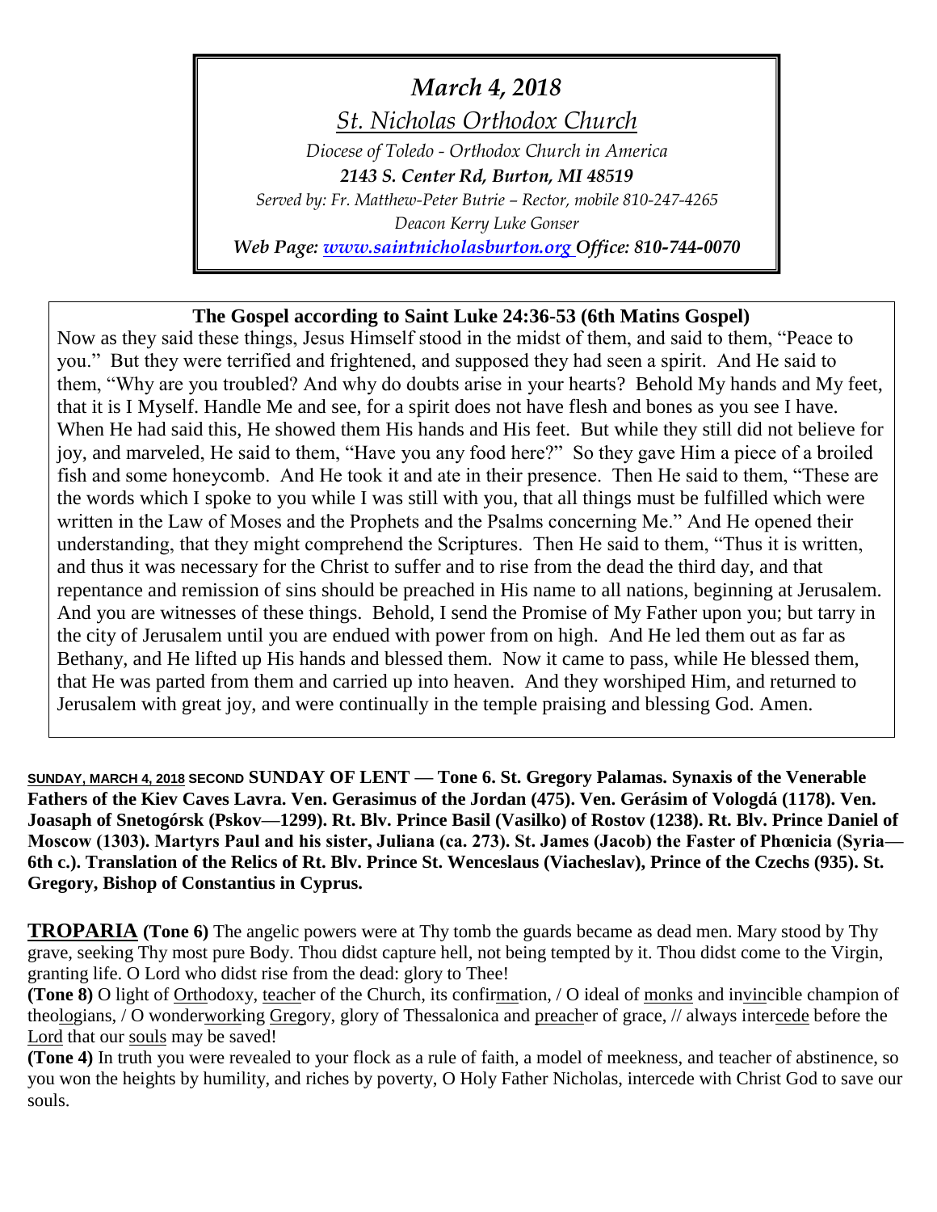*March 4, 2018*

*St. Nicholas Orthodox Church*

*Diocese of Toledo - Orthodox Church in America*

***2143 S. Center Rd, Burton, MI 48519***

*Served by: Fr. Matthew-Peter Butrie – Rector, mobile 810-247-4265*

*Deacon Kerry Luke Gonser*

***Web Page: [www.saintnicholasburton.org](http://www.saintnicholasburton.org) Office: 810-744-0070***

**The Gospel according to Saint Luke 24:36-53 (6th Matins Gospel)**

Now as they said these things, Jesus Himself stood in the midst of them, and said to them, "Peace to you." But they were terrified and frightened, and supposed they had seen a spirit. And He said to them, "Why are you troubled? And why do doubts arise in your hearts? Behold My hands and My feet, that it is I Myself. Handle Me and see, for a spirit does not have flesh and bones as you see I have. When He had said this, He showed them His hands and His feet. But while they still did not believe for joy, and marveled, He said to them, "Have you any food here?" So they gave Him a piece of a broiled fish and some honeycomb. And He took it and ate in their presence. Then He said to them, "These are the words which I spoke to you while I was still with you, that all things must be fulfilled which were written in the Law of Moses and the Prophets and the Psalms concerning Me." And He opened their understanding, that they might comprehend the Scriptures. Then He said to them, "Thus it is written, and thus it was necessary for the Christ to suffer and to rise from the dead the third day, and that repentance and remission of sins should be preached in His name to all nations, beginning at Jerusalem. And you are witnesses of these things. Behold, I send the Promise of My Father upon you; but tarry in the city of Jerusalem until you are endued with power from on high. And He led them out as far as Bethany, and He lifted up His hands and blessed them. Now it came to pass, while He blessed them, that He was parted from them and carried up into heaven. And they worshiped Him, and returned to Jerusalem with great joy, and were continually in the temple praising and blessing God. Amen.

**SUNDAY, MARCH 4, 2018 SECOND SUNDAY OF LENT — Tone 6. St. Gregory Palamas. Synaxis of the Venerable Fathers of the Kiev Caves Lavra. Ven. Gerasimus of the Jordan (475). Ven. Gerásim of Vologdá (1178). Ven. Joasaph of Snetogórsk (Pskov—1299). Rt. Blv. Prince Basil (Vasilko) of Rostov (1238). Rt. Blv. Prince Daniel of Moscow (1303). Martyrs Paul and his sister, Juliana (ca. 273). St. James (Jacob) the Faster of Phœnicia (Syria—6th c.). Translation of the Relics of Rt. Blv. Prince St. Wenceslaus (Viacheslav), Prince of the Czechs (935). St. Gregory, Bishop of Constantius in Cyprus.**

**TROPARIA (Tone 6)** The angelic powers were at Thy tomb the guards became as dead men. Mary stood by Thy grave, seeking Thy most pure Body. Thou didst capture hell, not being tempted by it. Thou didst come to the Virgin, granting life. O Lord who didst rise from the dead: glory to Thee!

**(Tone 8)** O light of Orthodoxy, teacher of the Church, its confirmation, / O ideal of monks and invincible champion of theologians, / O wonderworking Gregory, glory of Thessalonica and preacher of grace, // always intercede before the Lord that our souls may be saved!

**(Tone 4)** In truth you were revealed to your flock as a rule of faith, a model of meekness, and teacher of abstinence, so you won the heights by humility, and riches by poverty, O Holy Father Nicholas, intercede with Christ God to save our souls.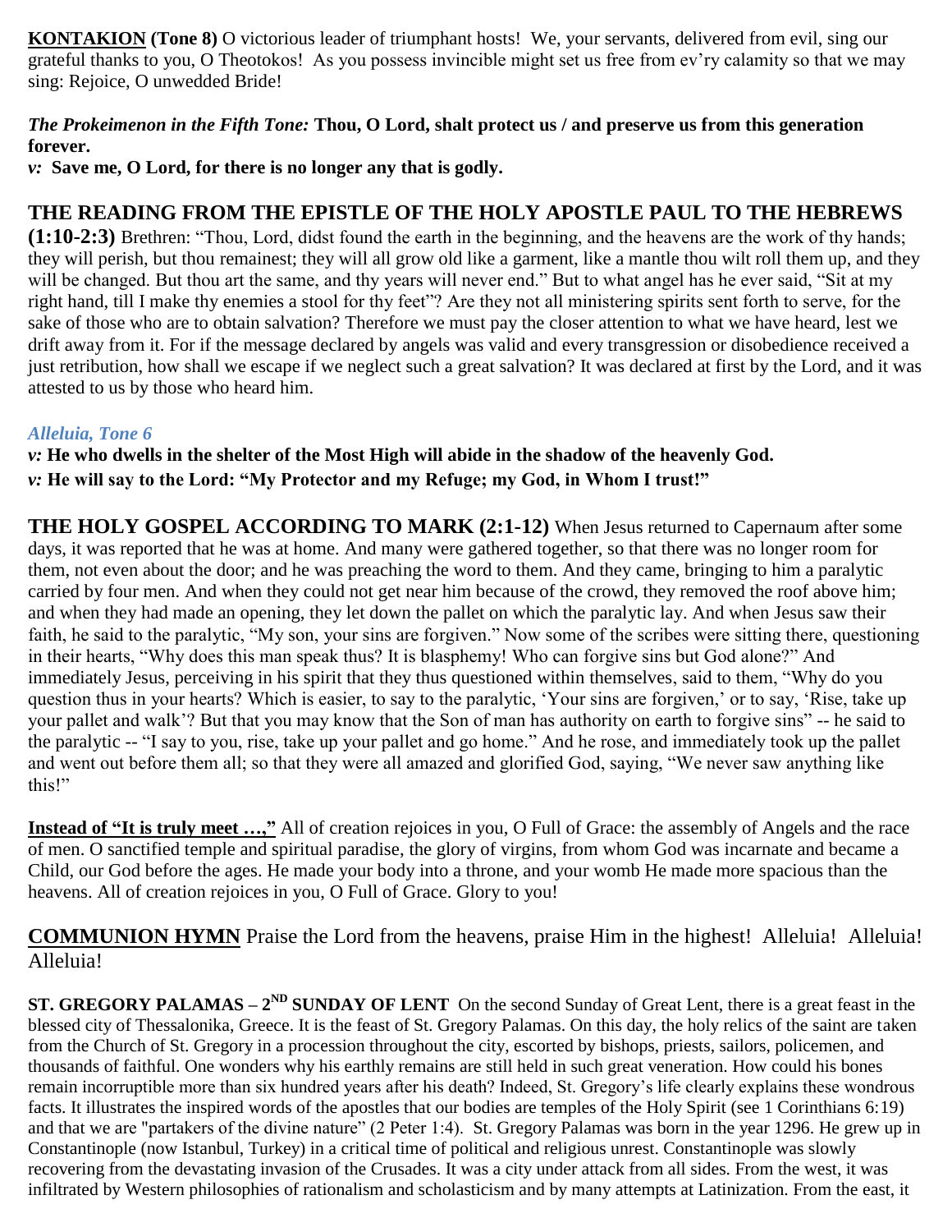**KONTAKION (Tone 8)** O victorious leader of triumphant hosts! We, your servants, delivered from evil, sing our grateful thanks to you, O Theotokos! As you possess invincible might set us free from ev'ry calamity so that we may sing: Rejoice, O unwedded Bride!

***The Prokeimenon in the Fifth Tone:*** **Thou, O Lord, shalt protect us / and preserve us from this generation forever.**

***v:*** **Save me, O Lord, for there is no longer any that is godly.**

## THE READING FROM THE EPISTLE OF THE HOLY APOSTLE PAUL TO THE HEBREWS

**(1:10-2:3)** Brethren: "Thou, Lord, didst found the earth in the beginning, and the heavens are the work of thy hands; they will perish, but thou remainest; they will all grow old like a garment, like a mantle thou wilt roll them up, and they will be changed. But thou art the same, and thy years will never end." But to what angel has he ever said, "Sit at my right hand, till I make thy enemies a stool for thy feet"? Are they not all ministering spirits sent forth to serve, for the sake of those who are to obtain salvation? Therefore we must pay the closer attention to what we have heard, lest we drift away from it. For if the message declared by angels was valid and every transgression or disobedience received a just retribution, how shall we escape if we neglect such a great salvation? It was declared at first by the Lord, and it was attested to us by those who heard him.

***Alleluia, Tone 6***

***v:*** **He who dwells in the shelter of the Most High will abide in the shadow of the heavenly God.**
***v:*** **He will say to the Lord: "My Protector and my Refuge; my God, in Whom I trust!"**

**THE HOLY GOSPEL ACCORDING TO MARK (2:1-12)** When Jesus returned to Capernaum after some days, it was reported that he was at home. And many were gathered together, so that there was no longer room for them, not even about the door; and he was preaching the word to them. And they came, bringing to him a paralytic carried by four men. And when they could not get near him because of the crowd, they removed the roof above him; and when they had made an opening, they let down the pallet on which the paralytic lay. And when Jesus saw their faith, he said to the paralytic, "My son, your sins are forgiven." Now some of the scribes were sitting there, questioning in their hearts, "Why does this man speak thus? It is blasphemy! Who can forgive sins but God alone?" And immediately Jesus, perceiving in his spirit that they thus questioned within themselves, said to them, "Why do you question thus in your hearts? Which is easier, to say to the paralytic, 'Your sins are forgiven,' or to say, 'Rise, take up your pallet and walk'? But that you may know that the Son of man has authority on earth to forgive sins" -- he said to the paralytic -- "I say to you, rise, take up your pallet and go home." And he rose, and immediately took up the pallet and went out before them all; so that they were all amazed and glorified God, saying, "We never saw anything like this!"

**Instead of "It is truly meet …,"** All of creation rejoices in you, O Full of Grace: the assembly of Angels and the race of men. O sanctified temple and spiritual paradise, the glory of virgins, from whom God was incarnate and became a Child, our God before the ages. He made your body into a throne, and your womb He made more spacious than the heavens. All of creation rejoices in you, O Full of Grace. Glory to you!

**COMMUNION HYMN** Praise the Lord from the heavens, praise Him in the highest! Alleluia! Alleluia! Alleluia!

**ST. GREGORY PALAMAS – 2ND SUNDAY OF LENT** On the second Sunday of Great Lent, there is a great feast in the blessed city of Thessalonika, Greece. It is the feast of St. Gregory Palamas. On this day, the holy relics of the saint are taken from the Church of St. Gregory in a procession throughout the city, escorted by bishops, priests, sailors, policemen, and thousands of faithful. One wonders why his earthly remains are still held in such great veneration. How could his bones remain incorruptible more than six hundred years after his death? Indeed, St. Gregory's life clearly explains these wondrous facts. It illustrates the inspired words of the apostles that our bodies are temples of the Holy Spirit (see 1 Corinthians 6:19) and that we are "partakers of the divine nature" (2 Peter 1:4). St. Gregory Palamas was born in the year 1296. He grew up in Constantinople (now Istanbul, Turkey) in a critical time of political and religious unrest. Constantinople was slowly recovering from the devastating invasion of the Crusades. It was a city under attack from all sides. From the west, it was infiltrated by Western philosophies of rationalism and scholasticism and by many attempts at Latinization. From the east, it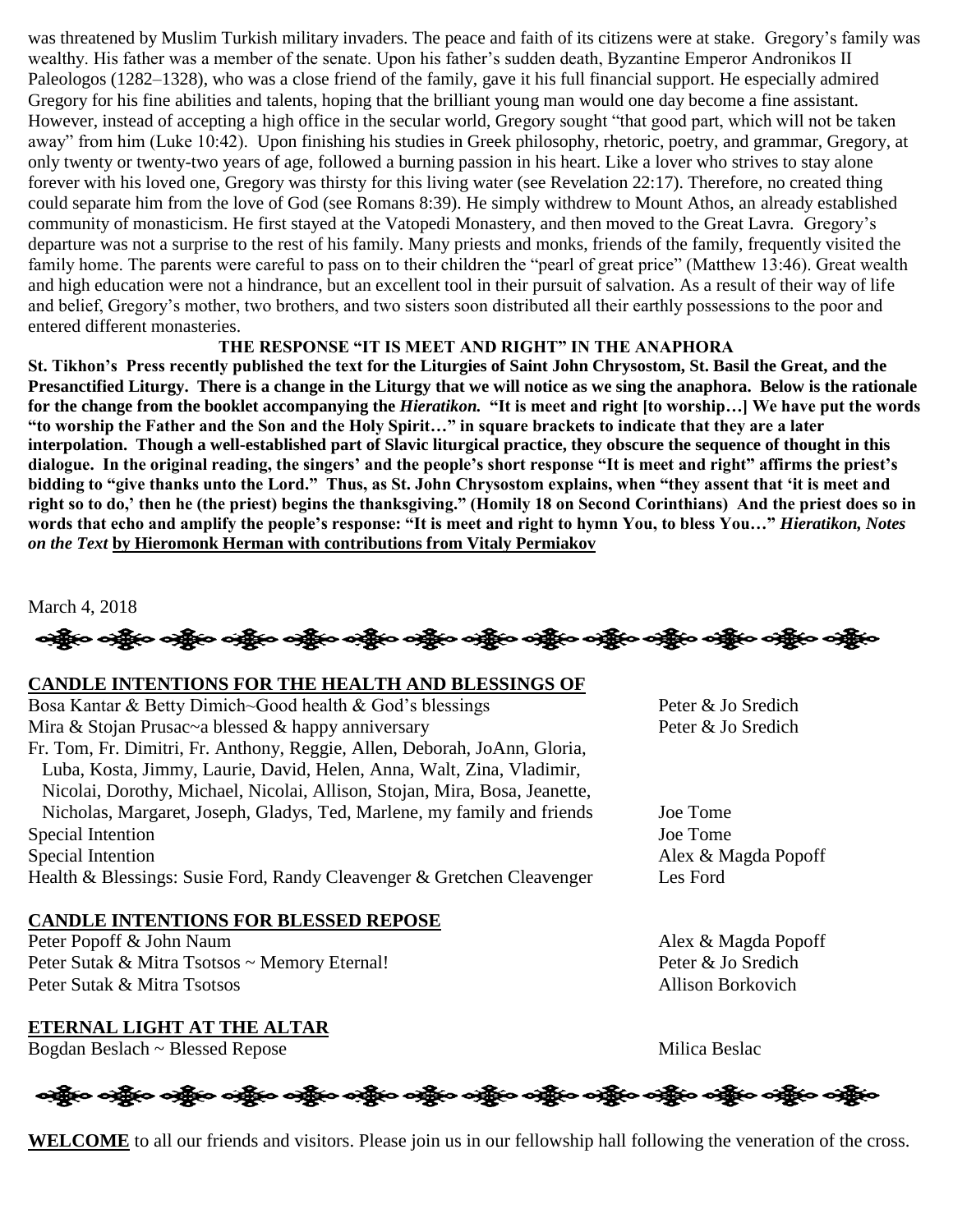was threatened by Muslim Turkish military invaders. The peace and faith of its citizens were at stake. Gregory's family was wealthy. His father was a member of the senate. Upon his father's sudden death, Byzantine Emperor Andronikos II Paleologos (1282–1328), who was a close friend of the family, gave it his full financial support. He especially admired Gregory for his fine abilities and talents, hoping that the brilliant young man would one day become a fine assistant. However, instead of accepting a high office in the secular world, Gregory sought "that good part, which will not be taken away" from him (Luke 10:42). Upon finishing his studies in Greek philosophy, rhetoric, poetry, and grammar, Gregory, at only twenty or twenty-two years of age, followed a burning passion in his heart. Like a lover who strives to stay alone forever with his loved one, Gregory was thirsty for this living water (see Revelation 22:17). Therefore, no created thing could separate him from the love of God (see Romans 8:39). He simply withdrew to Mount Athos, an already established community of monasticism. He first stayed at the Vatopedi Monastery, and then moved to the Great Lavra. Gregory's departure was not a surprise to the rest of his family. Many priests and monks, friends of the family, frequently visited the family home. The parents were careful to pass on to their children the "pearl of great price" (Matthew 13:46). Great wealth and high education were not a hindrance, but an excellent tool in their pursuit of salvation. As a result of their way of life and belief, Gregory's mother, two brothers, and two sisters soon distributed all their earthly possessions to the poor and entered different monasteries.

**THE RESPONSE "IT IS MEET AND RIGHT" IN THE ANAPHORA**

**St. Tikhon's Press recently published the text for the Liturgies of Saint John Chrysostom, St. Basil the Great, and the Presanctified Liturgy. There is a change in the Liturgy that we will notice as we sing the anaphora. Below is the rationale for the change from the booklet accompanying the *Hieratikon.* "It is meet and right [to worship…] We have put the words "to worship the Father and the Son and the Holy Spirit…" in square brackets to indicate that they are a later interpolation. Though a well-established part of Slavic liturgical practice, they obscure the sequence of thought in this dialogue. In the original reading, the singers' and the people's short response "It is meet and right" affirms the priest's bidding to "give thanks unto the Lord." Thus, as St. John Chrysostom explains, when "they assent that 'it is meet and right so to do,' then he (the priest) begins the thanksgiving." (Homily 18 on Second Corinthians) And the priest does so in words that echo and amplify the people's response: "It is meet and right to hymn You, to bless You…" *Hieratikon, Notes on the Text* by Hieromonk Herman with contributions from Vitaly Permiakov**

March 4, 2018

## CANDLE INTENTIONS FOR THE HEALTH AND BLESSINGS OF

| | |
|---|---|
| Bosa Kantar & Betty Dimich~Good health & God's blessings | Peter & Jo Sredich |
| Mira & Stojan Prusac~a blessed & happy anniversary | Peter & Jo Sredich |
| Fr. Tom, Fr. Dimitri, Fr. Anthony, Reggie, Allen, Deborah, JoAnn, Gloria, Luba, Kosta, Jimmy, Laurie, David, Helen, Anna, Walt, Zina, Vladimir, Nicolai, Dorothy, Michael, Nicolai, Allison, Stojan, Mira, Bosa, Jeanette, Nicholas, Margaret, Joseph, Gladys, Ted, Marlene, my family and friends | Joe Tome |
| Special Intention | Joe Tome |
| Special Intention | Alex & Magda Popoff |
| Health & Blessings: Susie Ford, Randy Cleavenger & Gretchen Cleavenger | Les Ford |

## CANDLE INTENTIONS FOR BLESSED REPOSE

| | |
|---|---|
| Peter Popoff & John Naum | Alex & Magda Popoff |
| Peter Sutak & Mitra Tsotsos ~ Memory Eternal! | Peter & Jo Sredich |
| Peter Sutak & Mitra Tsotsos | Allison Borkovich |

## ETERNAL LIGHT AT THE ALTAR

| | |
|---|---|
| Bogdan Beslach ~ Blessed Repose | Milica Beslac |

**WELCOME** to all our friends and visitors. Please join us in our fellowship hall following the veneration of the cross.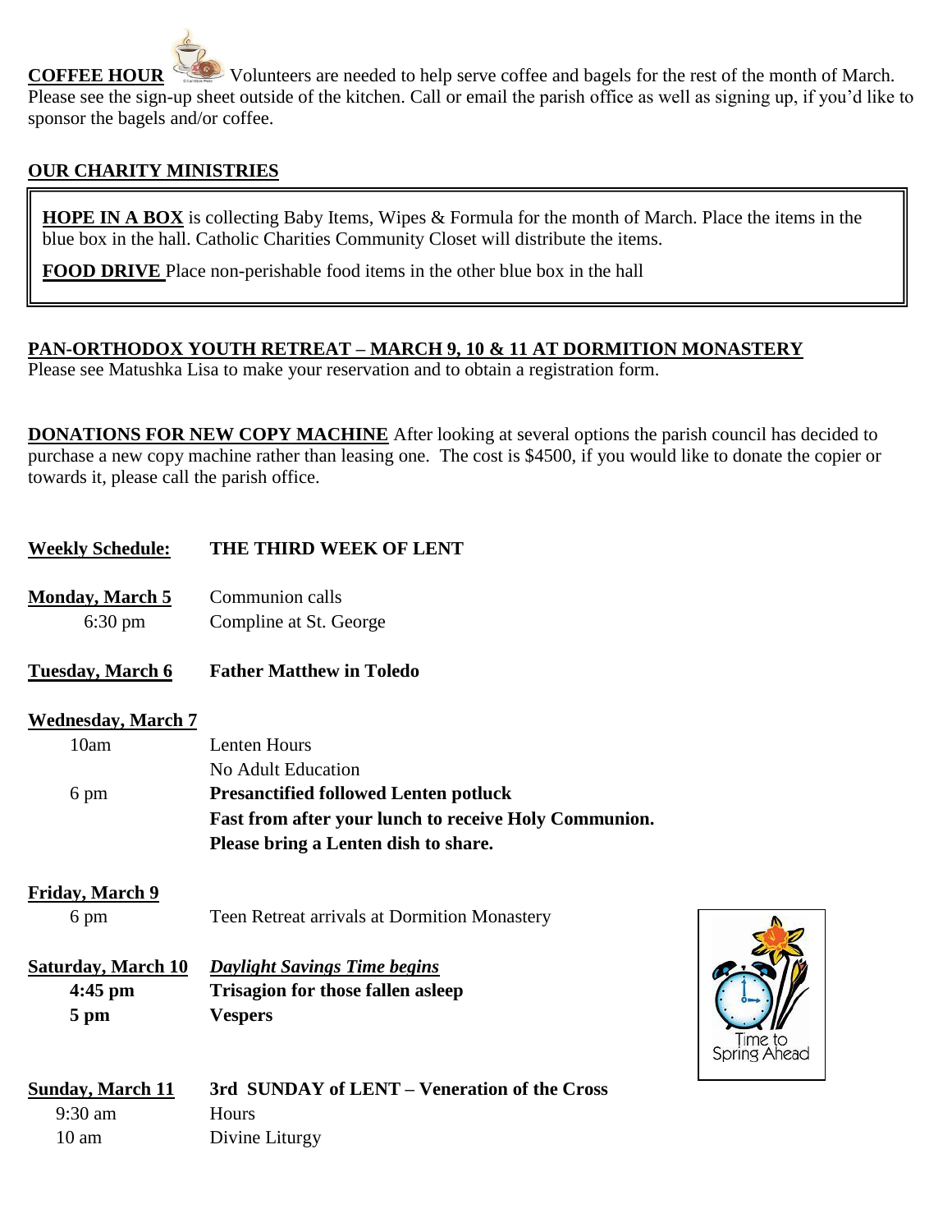**COFFEE HOUR** Volunteers are needed to help serve coffee and bagels for the rest of the month of March. Please see the sign-up sheet outside of the kitchen. Call or email the parish office as well as signing up, if you'd like to sponsor the bagels and/or coffee.

**OUR CHARITY MINISTRIES**

**HOPE IN A BOX** is collecting Baby Items, Wipes & Formula for the month of March. Place the items in the blue box in the hall. Catholic Charities Community Closet will distribute the items.

**FOOD DRIVE** Place non-perishable food items in the other blue box in the hall

**PAN-ORTHODOX YOUTH RETREAT – MARCH 9, 10 & 11 AT DORMITION MONASTERY**
Please see Matushka Lisa to make your reservation and to obtain a registration form.

**DONATIONS FOR NEW COPY MACHINE** After looking at several options the parish council has decided to purchase a new copy machine rather than leasing one. The cost is $4500, if you would like to donate the copier or towards it, please call the parish office.

**Weekly Schedule:** **THE THIRD WEEK OF LENT**

**Monday, March 5** Communion calls
6:30 pm Compline at St. George

**Tuesday, March 6** **Father Matthew in Toledo**

**Wednesday, March 7**
10am Lenten Hours
No Adult Education
6 pm **Presanctified followed Lenten potluck**
**Fast from after your lunch to receive Holy Communion.**
**Please bring a Lenten dish to share.**

**Friday, March 9**
6 pm Teen Retreat arrivals at Dormition Monastery

**Saturday, March 10** ***Daylight Savings Time begins***
**4:45 pm** **Trisagion for those fallen asleep**
**5 pm** **Vespers**

Time to Spring Ahead

**Sunday, March 11** **3rd SUNDAY of LENT – Veneration of the Cross**
9:30 am Hours
10 am Divine Liturgy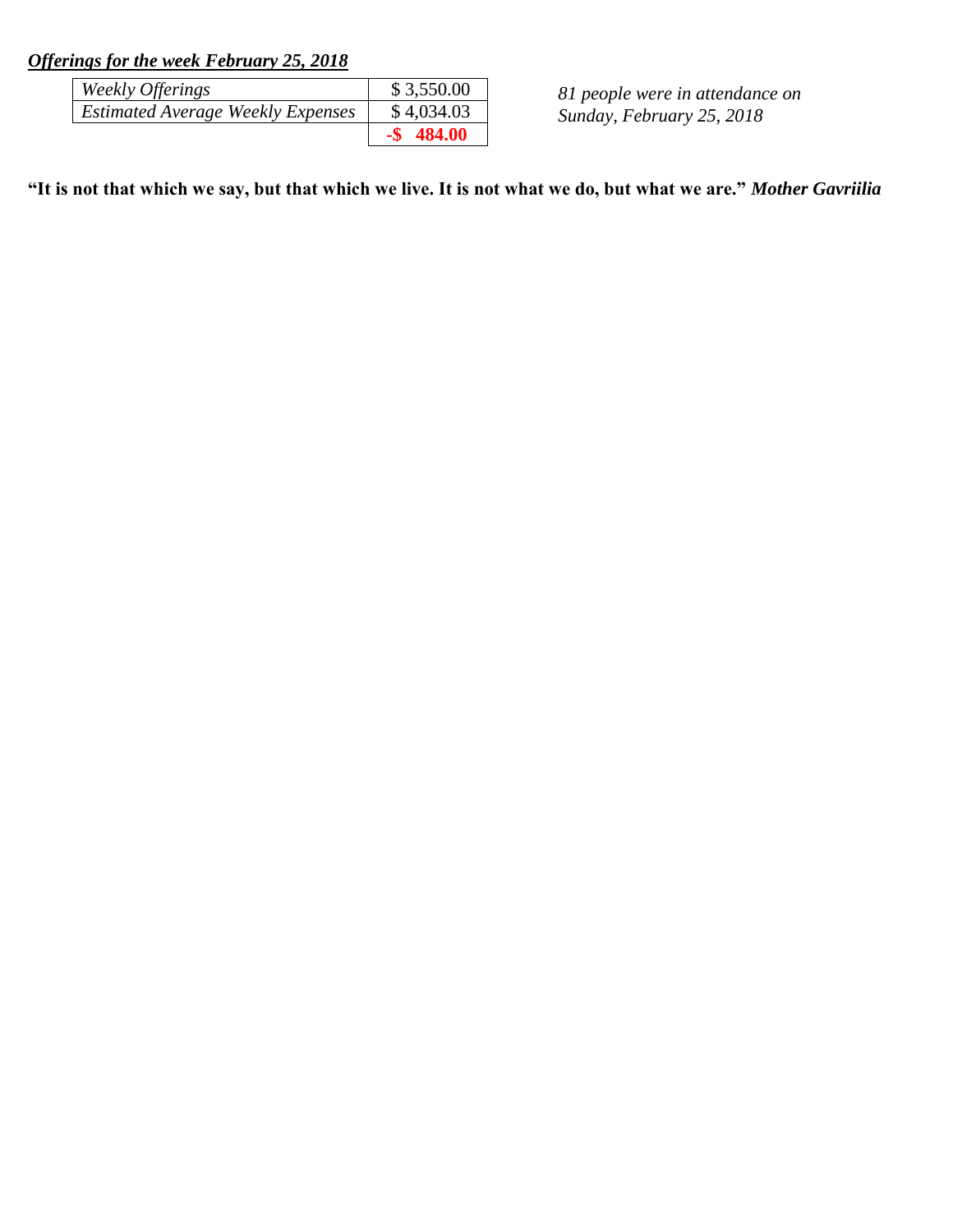***Offerings for the week February 25, 2018***

| | |
|---|---|
| *Weekly Offerings* | $ 3,550.00 |
| *Estimated Average Weekly Expenses* | $ 4,034.03 |
| | **-$ 484.00** |

*81 people were in attendance on Sunday, February 25, 2018*

**"It is not that which we say, but that which we live. It is not what we do, but what we are."** ***Mother Gavriilia***